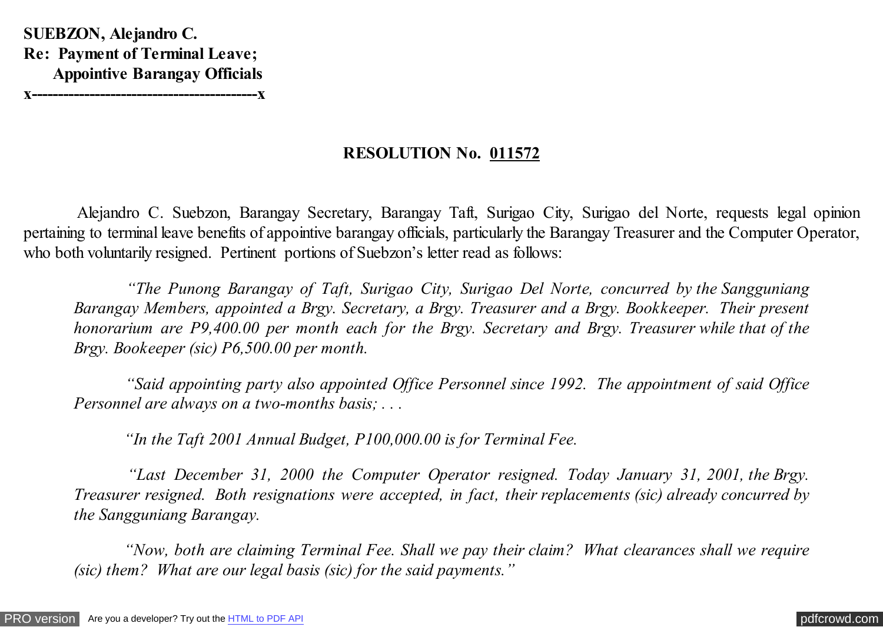**SUEBZON, Alejandro C.**
**Re: Payment of Terminal Leave;**
**Appointive Barangay Officials**
**x------------------------------------------x**

## RESOLUTION No. <u>011572</u>

Alejandro C. Suebzon, Barangay Secretary, Barangay Taft, Surigao City, Surigao del Norte, requests legal opinion pertaining to terminal leave benefits of appointive barangay officials, particularly the Barangay Treasurer and the Computer Operator, who both voluntarily resigned. Pertinent portions of Suebzon's letter read as follows:

> *"The Punong Barangay of Taft, Surigao City, Surigao Del Norte, concurred by the Sangguniang Barangay Members, appointed a Brgy. Secretary, a Brgy. Treasurer and a Brgy. Bookkeeper. Their present honorarium are P9,400.00 per month each for the Brgy. Secretary and Brgy. Treasurer while that of the Brgy. Bookeeper (sic) P6,500.00 per month.*
>
> *"Said appointing party also appointed Office Personnel since 1992. The appointment of said Office Personnel are always on a two-months basis; . . .*
>
> *"In the Taft 2001 Annual Budget, P100,000.00 is for Terminal Fee.*
>
> *"Last December 31, 2000 the Computer Operator resigned. Today January 31, 2001, the Brgy. Treasurer resigned. Both resignations were accepted, in fact, their replacements (sic) already concurred by the Sangguniang Barangay.*
>
> *"Now, both are claiming Terminal Fee. Shall we pay their claim? What clearances shall we require (sic) them? What are our legal basis (sic) for the said payments."*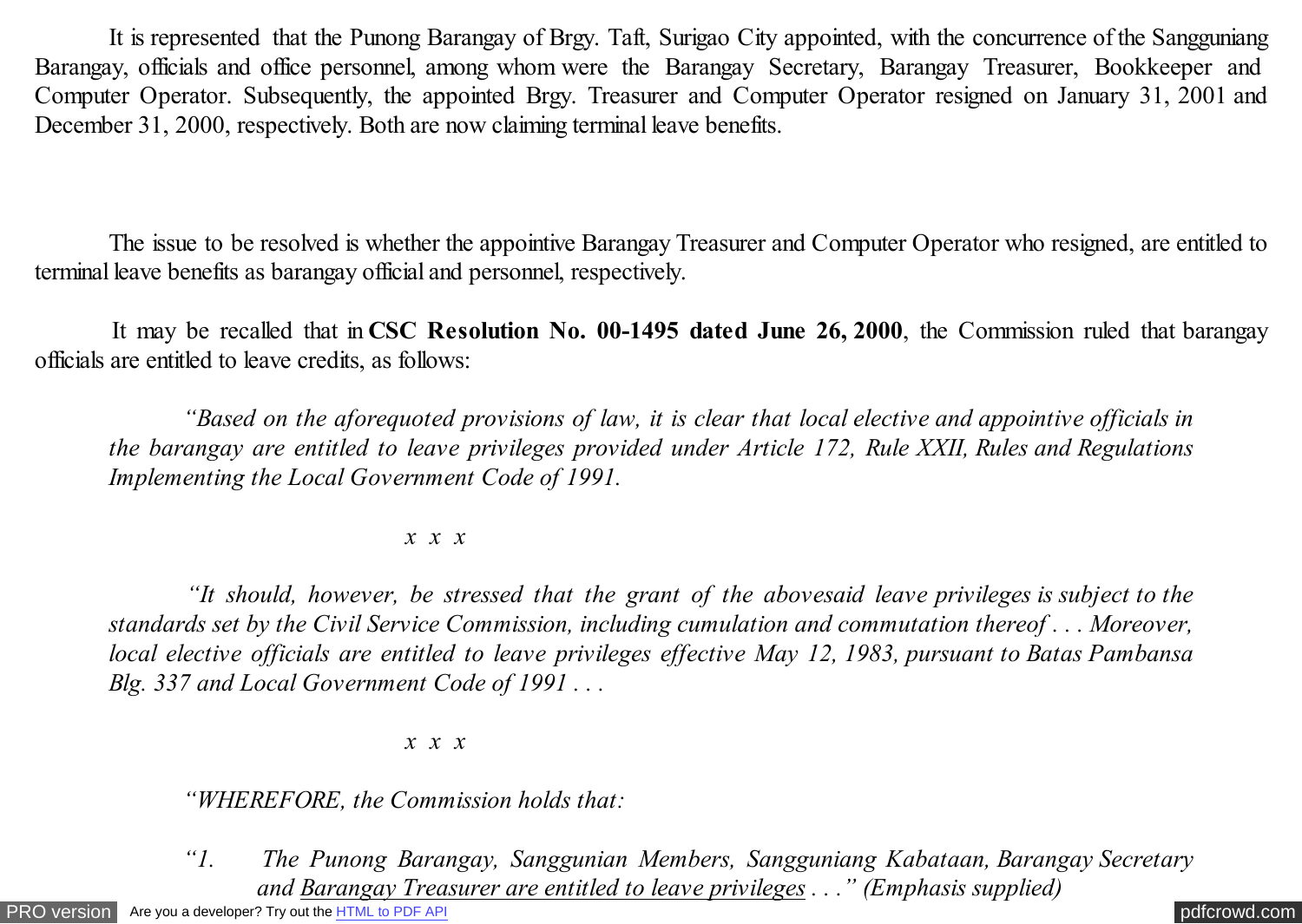It is represented that the Punong Barangay of Brgy. Taft, Surigao City appointed, with the concurrence of the Sangguniang Barangay, officials and office personnel, among whom were the Barangay Secretary, Barangay Treasurer, Bookkeeper and Computer Operator. Subsequently, the appointed Brgy. Treasurer and Computer Operator resigned on January 31, 2001 and December 31, 2000, respectively. Both are now claiming terminal leave benefits.

The issue to be resolved is whether the appointive Barangay Treasurer and Computer Operator who resigned, are entitled to terminal leave benefits as barangay official and personnel, respectively.

It may be recalled that in **CSC Resolution No. 00-1495 dated June 26, 2000**, the Commission ruled that barangay officials are entitled to leave credits, as follows:

> *"Based on the aforequoted provisions of law, it is clear that local elective and appointive officials in the barangay are entitled to leave privileges provided under Article 172, Rule XXII, Rules and Regulations Implementing the Local Government Code of 1991.*
>
> *x x x*
>
> *"It should, however, be stressed that the grant of the abovesaid leave privileges is subject to the standards set by the Civil Service Commission, including cumulation and commutation thereof . . . Moreover, local elective officials are entitled to leave privileges effective May 12, 1983, pursuant to Batas Pambansa Blg. 337 and Local Government Code of 1991 . . .*
>
> *x x x*
>
> *"WHEREFORE, the Commission holds that:*
>
> *"1. The Punong Barangay, Sanggunian Members, Sangguniang Kabataan, Barangay Secretary and <u>Barangay Treasurer are entitled to leave privileges</u> . . ." (Emphasis supplied)*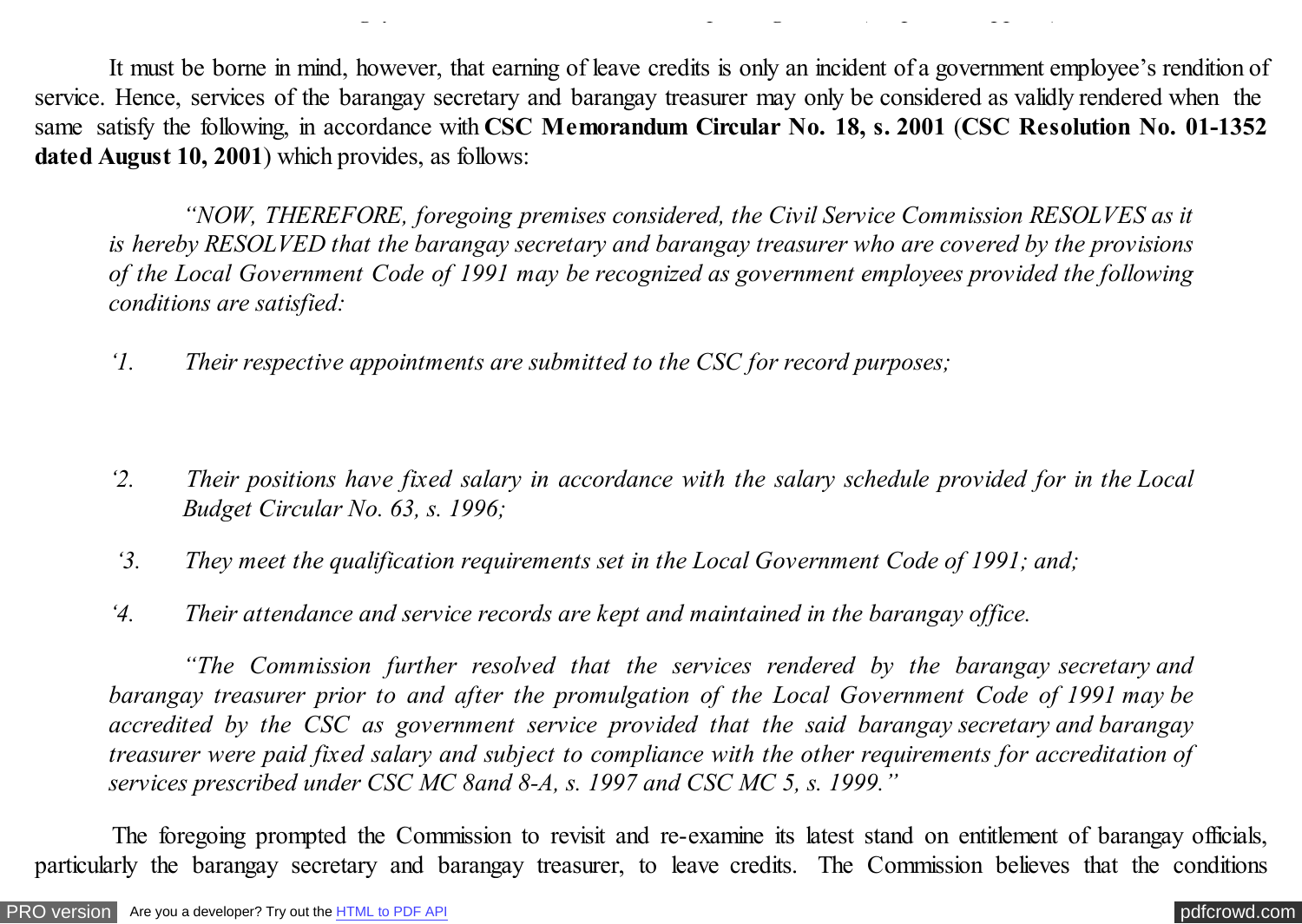It must be borne in mind, however, that earning of leave credits is only an incident of a government employee's rendition of service. Hence, services of the barangay secretary and barangay treasurer may only be considered as validly rendered when the same satisfy the following, in accordance with **CSC Memorandum Circular No. 18, s. 2001** (**CSC Resolution No. 01-1352 dated August 10, 2001**) which provides, as follows:

> *"NOW, THEREFORE, foregoing premises considered, the Civil Service Commission RESOLVES as it is hereby RESOLVED that the barangay secretary and barangay treasurer who are covered by the provisions of the Local Government Code of 1991 may be recognized as government employees provided the following conditions are satisfied:*
>
> *'1. Their respective appointments are submitted to the CSC for record purposes;*
>
> *'2. Their positions have fixed salary in accordance with the salary schedule provided for in the Local Budget Circular No. 63, s. 1996;*
>
> *'3. They meet the qualification requirements set in the Local Government Code of 1991; and;*
>
> *'4. Their attendance and service records are kept and maintained in the barangay office.*
>
> *"The Commission further resolved that the services rendered by the barangay secretary and barangay treasurer prior to and after the promulgation of the Local Government Code of 1991 may be accredited by the CSC as government service provided that the said barangay secretary and barangay treasurer were paid fixed salary and subject to compliance with the other requirements for accreditation of services prescribed under CSC MC 8and 8-A, s. 1997 and CSC MC 5, s. 1999."*

The foregoing prompted the Commission to revisit and re-examine its latest stand on entitlement of barangay officials, particularly the barangay secretary and barangay treasurer, to leave credits. The Commission believes that the conditions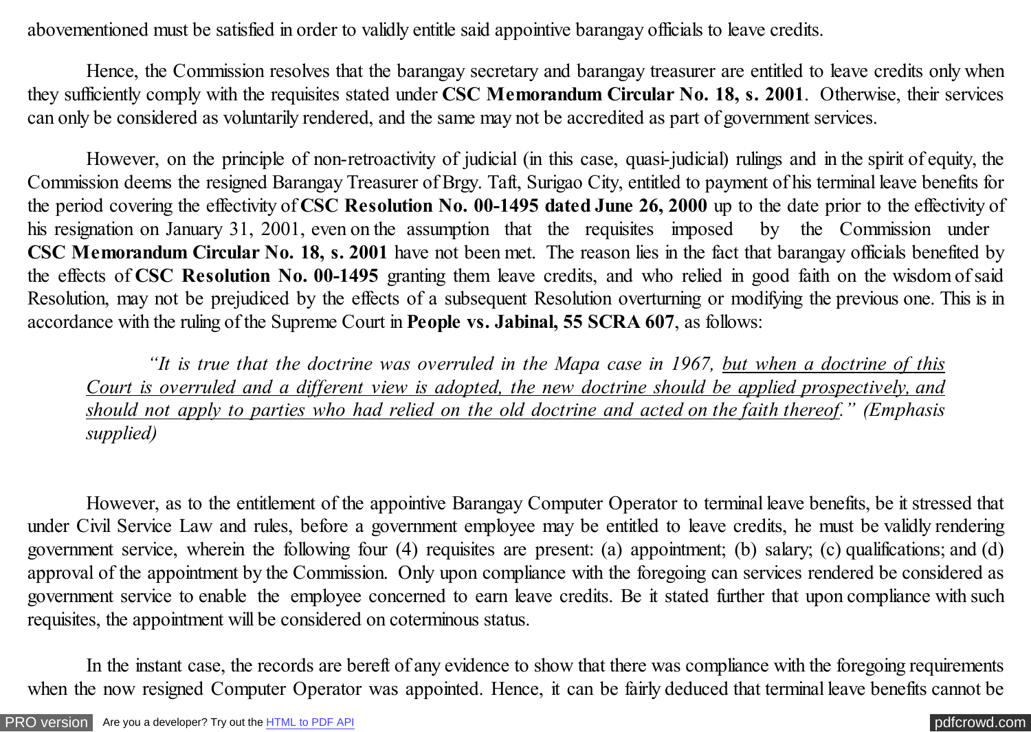abovementioned must be satisfied in order to validly entitle said appointive barangay officials to leave credits.

Hence, the Commission resolves that the barangay secretary and barangay treasurer are entitled to leave credits only when they sufficiently comply with the requisites stated under **CSC Memorandum Circular No. 18, s. 2001**. Otherwise, their services can only be considered as voluntarily rendered, and the same may not be accredited as part of government services.

However, on the principle of non-retroactivity of judicial (in this case, quasi-judicial) rulings and in the spirit of equity, the Commission deems the resigned Barangay Treasurer of Brgy. Taft, Surigao City, entitled to payment of his terminal leave benefits for the period covering the effectivity of **CSC Resolution No. 00-1495 dated June 26, 2000** up to the date prior to the effectivity of his resignation on January 31, 2001, even on the assumption that the requisites imposed by the Commission under **CSC Memorandum Circular No. 18, s. 2001** have not been met. The reason lies in the fact that barangay officials benefited by the effects of **CSC Resolution No. 00-1495** granting them leave credits, and who relied in good faith on the wisdom of said Resolution, may not be prejudiced by the effects of a subsequent Resolution overturning or modifying the previous one. This is in accordance with the ruling of the Supreme Court in **People vs. Jabinal, 55 SCRA 607**, as follows:

> *"It is true that the doctrine was overruled in the Mapa case in 1967, <u>but when a doctrine of this Court is overruled and a different view is adopted, the new doctrine should be applied prospectively, and should not apply to parties who had relied on the old doctrine and acted on the faith thereof</u>." (Emphasis supplied)*

However, as to the entitlement of the appointive Barangay Computer Operator to terminal leave benefits, be it stressed that under Civil Service Law and rules, before a government employee may be entitled to leave credits, he must be validly rendering government service, wherein the following four (4) requisites are present: (a) appointment; (b) salary; (c) qualifications; and (d) approval of the appointment by the Commission. Only upon compliance with the foregoing can services rendered be considered as government service to enable the employee concerned to earn leave credits. Be it stated further that upon compliance with such requisites, the appointment will be considered on coterminous status.

In the instant case, the records are bereft of any evidence to show that there was compliance with the foregoing requirements when the now resigned Computer Operator was appointed. Hence, it can be fairly deduced that terminal leave benefits cannot be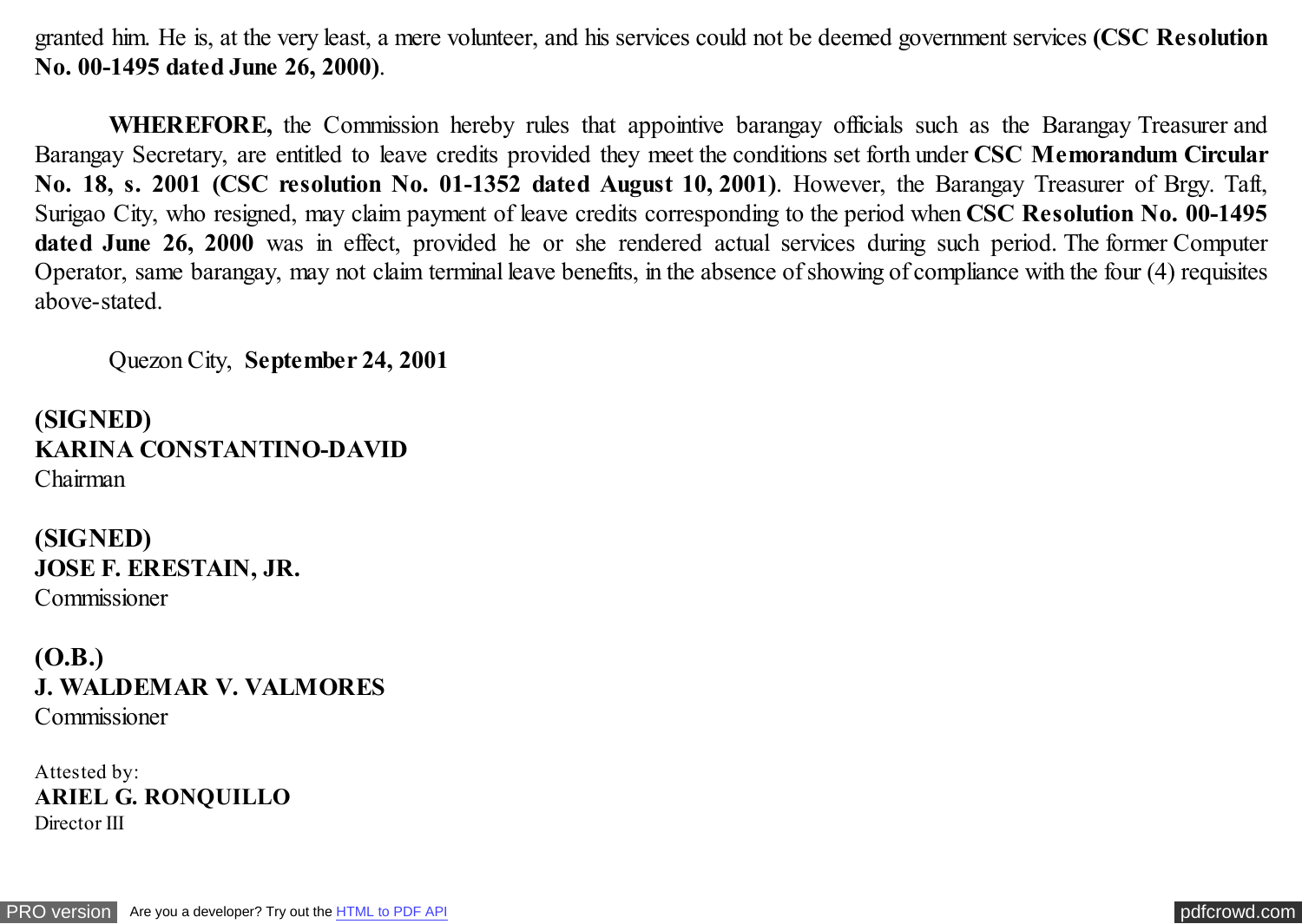granted him. He is, at the very least, a mere volunteer, and his services could not be deemed government services **(CSC Resolution No. 00-1495 dated June 26, 2000)**.

**WHEREFORE,** the Commission hereby rules that appointive barangay officials such as the Barangay Treasurer and Barangay Secretary, are entitled to leave credits provided they meet the conditions set forth under **CSC Memorandum Circular No. 18, s. 2001 (CSC resolution No. 01-1352 dated August 10, 2001)**. However, the Barangay Treasurer of Brgy. Taft, Surigao City, who resigned, may claim payment of leave credits corresponding to the period when **CSC Resolution No. 00-1495 dated June 26, 2000** was in effect, provided he or she rendered actual services during such period. The former Computer Operator, same barangay, may not claim terminal leave benefits, in the absence of showing of compliance with the four (4) requisites above-stated.

Quezon City, **September 24, 2001**

**(SIGNED)**
**KARINA CONSTANTINO-DAVID**
Chairman

**(SIGNED)**
**JOSE F. ERESTAIN, JR.**
Commissioner

**(O.B.)**
**J. WALDEMAR V. VALMORES**
Commissioner

Attested by:
**ARIEL G. RONQUILLO**
Director III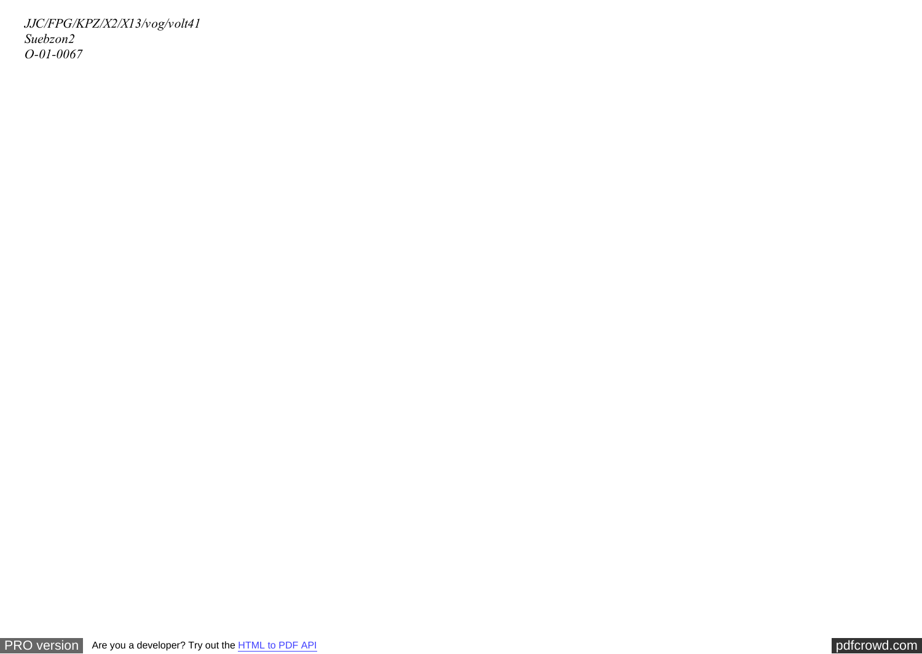*JJC/FPG/KPZ/X2/X13/vog/volt41*
*Suebzon2*
*O-01-0067*